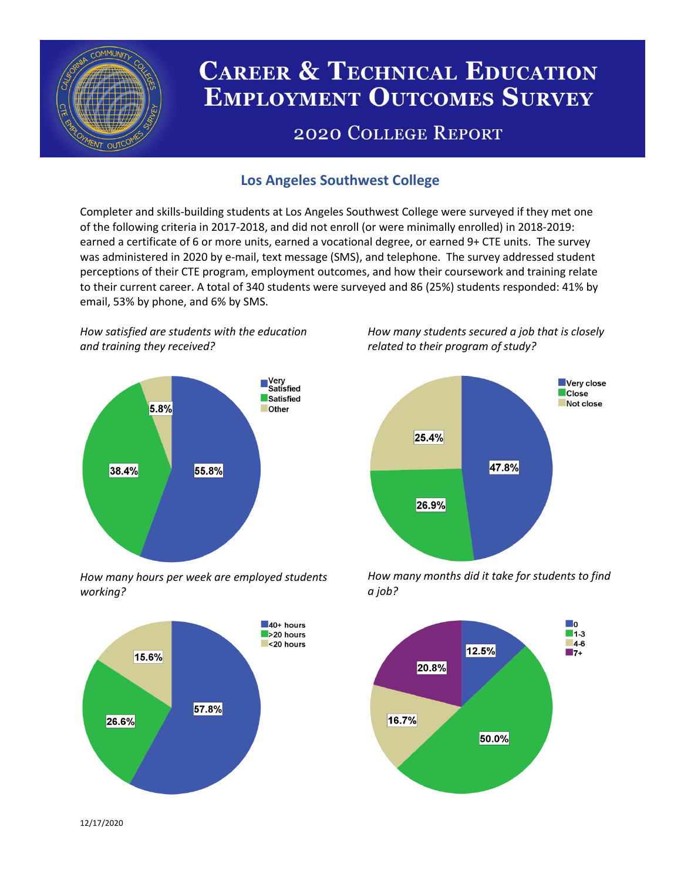# Career & Technical Education Employment Outcomes Survey

## 2020 College Report

### Los Angeles Southwest College

Completer and skills-building students at Los Angeles Southwest College were surveyed if they met one of the following criteria in 2017-2018, and did not enroll (or were minimally enrolled) in 2018-2019: earned a certificate of 6 or more units, earned a vocational degree, or earned 9+ CTE units. The survey was administered in 2020 by e-mail, text message (SMS), and telephone. The survey addressed student perceptions of their CTE program, employment outcomes, and how their coursework and training relate to their current career. A total of 340 students were surveyed and 86 (25%) students responded: 41% by email, 53% by phone, and 6% by SMS.

*How satisfied are students with the education and training they received?*

| Response | Percent |
|---|---|
| Very Satisfied | 55.8% |
| Satisfied | 38.4% |
| Other | 5.8% |

*How many students secured a job that is closely related to their program of study?*

| Response | Percent |
|---|---|
| Very close | 47.8% |
| Close | 26.9% |
| Not close | 25.4% |

*How many hours per week are employed students working?*

| Response | Percent |
|---|---|
| 40+ hours | 57.8% |
| >20 hours | 26.6% |
| <20 hours | 15.6% |

*How many months did it take for students to find a job?*

| Response | Percent |
|---|---|
| 0 | 12.5% |
| 1-3 | 50.0% |
| 4-6 | 16.7% |
| 7+ | 20.8% |

12/17/2020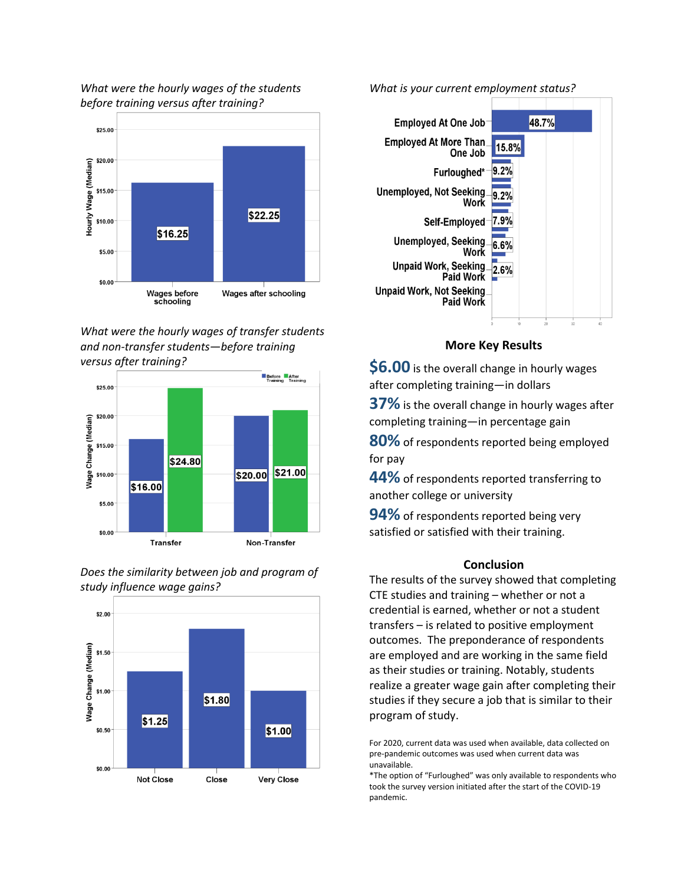*What were the hourly wages of the students before training versus after training?*

$25.00
$20.00
$15.00
$10.00
$5.00
$0.00
Hourly Wage (Median)
$16.25
$22.25
Wages before schooling
Wages after schooling

*What were the hourly wages of transfer students and non-transfer students—before training versus after training?*

Before Training
After Training
$25.00
$20.00
$15.00
$10.00
$5.00
$0.00
Wage Change (Median)
$16.00
$24.80
$20.00
$21.00
Transfer
Non-Transfer

*Does the similarity between job and program of study influence wage gains?*

$2.00
$1.50
$1.00
$0.50
$0.00
Wage Change (Median)
$1.25
$1.80
$1.00
Not Close
Close
Very Close

*What is your current employment status?*

Employed At One Job 48.7%
Employed At More Than One Job 15.8%
Furloughed* 9.2%
Unemployed, Not Seeking Work 9.2%
Self-Employed 7.9%
Unemployed, Seeking Work 6.6%
Unpaid Work, Seeking Paid Work 2.6%
Unpaid Work, Not Seeking Paid Work
0 10 20 30 40

## More Key Results

**$6.00** is the overall change in hourly wages after completing training—in dollars

**37%** is the overall change in hourly wages after completing training—in percentage gain

**80%** of respondents reported being employed for pay

**44%** of respondents reported transferring to another college or university

**94%** of respondents reported being very satisfied or satisfied with their training.

## Conclusion

The results of the survey showed that completing CTE studies and training – whether or not a credential is earned, whether or not a student transfers – is related to positive employment outcomes. The preponderance of respondents are employed and are working in the same field as their studies or training. Notably, students realize a greater wage gain after completing their studies if they secure a job that is similar to their program of study.

For 2020, current data was used when available, data collected on pre-pandemic outcomes was used when current data was unavailable.
*The option of "Furloughed" was only available to respondents who took the survey version initiated after the start of the COVID-19 pandemic.